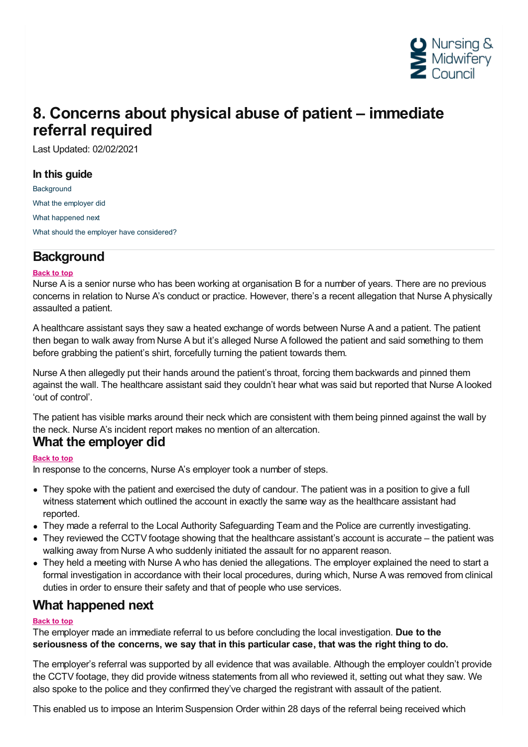# 8. Concerns about physical abuse of patient – immediate referral required

Last Updated: 02/02/2021

### In this guide

Background

What the employer did

What happened next

What should the employer have considered?

## Background

Back to top

Nurse A is a senior nurse who has been working at organisation B for a number of years. There are no previous concerns in relation to Nurse A's conduct or practice. However, there's a recent allegation that Nurse A physically assaulted a patient.

A healthcare assistant says they saw a heated exchange of words between Nurse A and a patient. The patient then began to walk away from Nurse A but it's alleged Nurse A followed the patient and said something to them before grabbing the patient's shirt, forcefully turning the patient towards them.

Nurse A then allegedly put their hands around the patient's throat, forcing them backwards and pinned them against the wall. The healthcare assistant said they couldn't hear what was said but reported that Nurse A looked 'out of control'.

The patient has visible marks around their neck which are consistent with them being pinned against the wall by the neck. Nurse A's incident report makes no mention of an altercation.

## What the employer did

Back to top

In response to the concerns, Nurse A's employer took a number of steps.

- They spoke with the patient and exercised the duty of candour. The patient was in a position to give a full witness statement which outlined the account in exactly the same way as the healthcare assistant had reported.
- They made a referral to the Local Authority Safeguarding Team and the Police are currently investigating.
- They reviewed the CCTV footage showing that the healthcare assistant's account is accurate – the patient was walking away from Nurse A who suddenly initiated the assault for no apparent reason.
- They held a meeting with Nurse A who has denied the allegations. The employer explained the need to start a formal investigation in accordance with their local procedures, during which, Nurse A was removed from clinical duties in order to ensure their safety and that of people who use services.

## What happened next

Back to top

The employer made an immediate referral to us before concluding the local investigation. **Due to the seriousness of the concerns, we say that in this particular case, that was the right thing to do.**

The employer's referral was supported by all evidence that was available. Although the employer couldn't provide the CCTV footage, they did provide witness statements from all who reviewed it, setting out what they saw. We also spoke to the police and they confirmed they've charged the registrant with assault of the patient.

This enabled us to impose an Interim Suspension Order within 28 days of the referral being received which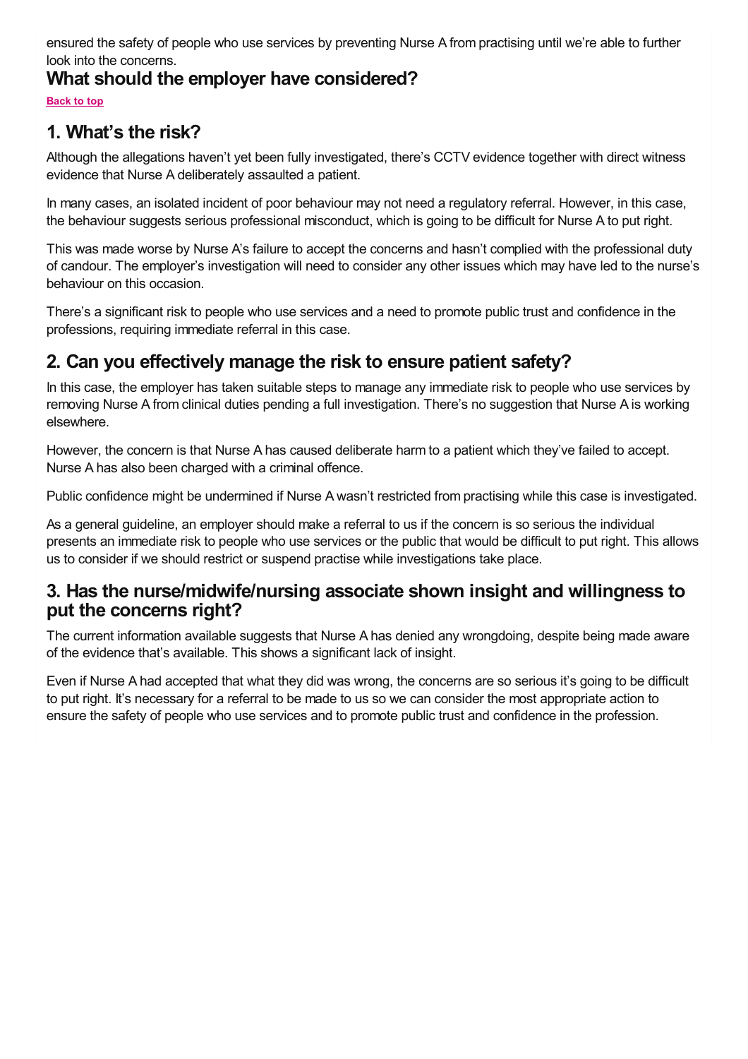ensured the safety of people who use services by preventing Nurse A from practising until we're able to further look into the concerns.

## What should the employer have considered?

**Back to top**

## 1. What's the risk?

Although the allegations haven't yet been fully investigated, there's CCTV evidence together with direct witness evidence that Nurse A deliberately assaulted a patient.

In many cases, an isolated incident of poor behaviour may not need a regulatory referral. However, in this case, the behaviour suggests serious professional misconduct, which is going to be difficult for Nurse A to put right.

This was made worse by Nurse A's failure to accept the concerns and hasn't complied with the professional duty of candour. The employer's investigation will need to consider any other issues which may have led to the nurse's behaviour on this occasion.

There's a significant risk to people who use services and a need to promote public trust and confidence in the professions, requiring immediate referral in this case.

## 2. Can you effectively manage the risk to ensure patient safety?

In this case, the employer has taken suitable steps to manage any immediate risk to people who use services by removing Nurse A from clinical duties pending a full investigation. There's no suggestion that Nurse A is working elsewhere.

However, the concern is that Nurse A has caused deliberate harm to a patient which they've failed to accept. Nurse A has also been charged with a criminal offence.

Public confidence might be undermined if Nurse A wasn't restricted from practising while this case is investigated.

As a general guideline, an employer should make a referral to us if the concern is so serious the individual presents an immediate risk to people who use services or the public that would be difficult to put right. This allows us to consider if we should restrict or suspend practise while investigations take place.

## 3. Has the nurse/midwife/nursing associate shown insight and willingness to put the concerns right?

The current information available suggests that Nurse A has denied any wrongdoing, despite being made aware of the evidence that's available. This shows a significant lack of insight.

Even if Nurse A had accepted that what they did was wrong, the concerns are so serious it's going to be difficult to put right. It's necessary for a referral to be made to us so we can consider the most appropriate action to ensure the safety of people who use services and to promote public trust and confidence in the profession.